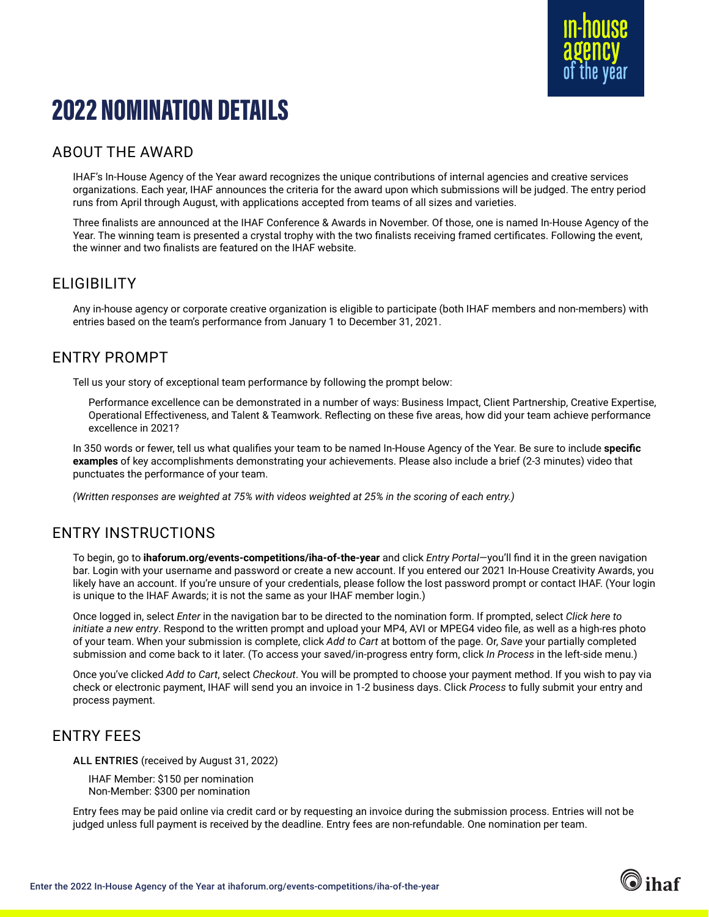# 2022 NOMINATION DETAILS

## ABOUT THE AWARD

IHAF's In-House Agency of the Year award recognizes the unique contributions of internal agencies and creative services organizations. Each year, IHAF announces the criteria for the award upon which submissions will be judged. The entry period runs from April through August, with applications accepted from teams of all sizes and varieties.

Three finalists are announced at the IHAF Conference & Awards in November. Of those, one is named In-House Agency of the Year. The winning team is presented a crystal trophy with the two finalists receiving framed certificates. Following the event, the winner and two finalists are featured on the IHAF website.

## ELIGIBILITY

Any in-house agency or corporate creative organization is eligible to participate (both IHAF members and non-members) with entries based on the team's performance from January 1 to December 31, 2021.

## ENTRY PROMPT

Tell us your story of exceptional team performance by following the prompt below:

> Performance excellence can be demonstrated in a number of ways: Business Impact, Client Partnership, Creative Expertise, Operational Effectiveness, and Talent & Teamwork. Reflecting on these five areas, how did your team achieve performance excellence in 2021?

In 350 words or fewer, tell us what qualifies your team to be named In-House Agency of the Year. Be sure to include **specific examples** of key accomplishments demonstrating your achievements. Please also include a brief (2-3 minutes) video that punctuates the performance of your team.

*(Written responses are weighted at 75% with videos weighted at 25% in the scoring of each entry.)*

## ENTRY INSTRUCTIONS

To begin, go to **ihaforum.org/events-competitions/iha-of-the-year** and click *Entry Portal*—you'll find it in the green navigation bar. Login with your username and password or create a new account. If you entered our 2021 In-House Creativity Awards, you likely have an account. If you're unsure of your credentials, please follow the lost password prompt or contact IHAF. (Your login is unique to the IHAF Awards; it is not the same as your IHAF member login.)

Once logged in, select *Enter* in the navigation bar to be directed to the nomination form. If prompted, select *Click here to initiate a new entry*. Respond to the written prompt and upload your MP4, AVI or MPEG4 video file, as well as a high-res photo of your team. When your submission is complete, click *Add to Cart* at bottom of the page. Or, *Save* your partially completed submission and come back to it later. (To access your saved/in-progress entry form, click *In Process* in the left-side menu.)

Once you've clicked *Add to Cart*, select *Checkout*. You will be prompted to choose your payment method. If you wish to pay via check or electronic payment, IHAF will send you an invoice in 1-2 business days. Click *Process* to fully submit your entry and process payment.

## ENTRY FEES

ALL ENTRIES (received by August 31, 2022)

- IHAF Member: $150 per nomination
- Non-Member: $300 per nomination

Entry fees may be paid online via credit card or by requesting an invoice during the submission process. Entries will not be judged unless full payment is received by the deadline. Entry fees are non-refundable. One nomination per team.

Enter the 2022 In-House Agency of the Year at ihaforum.org/events-competitions/iha-of-the-year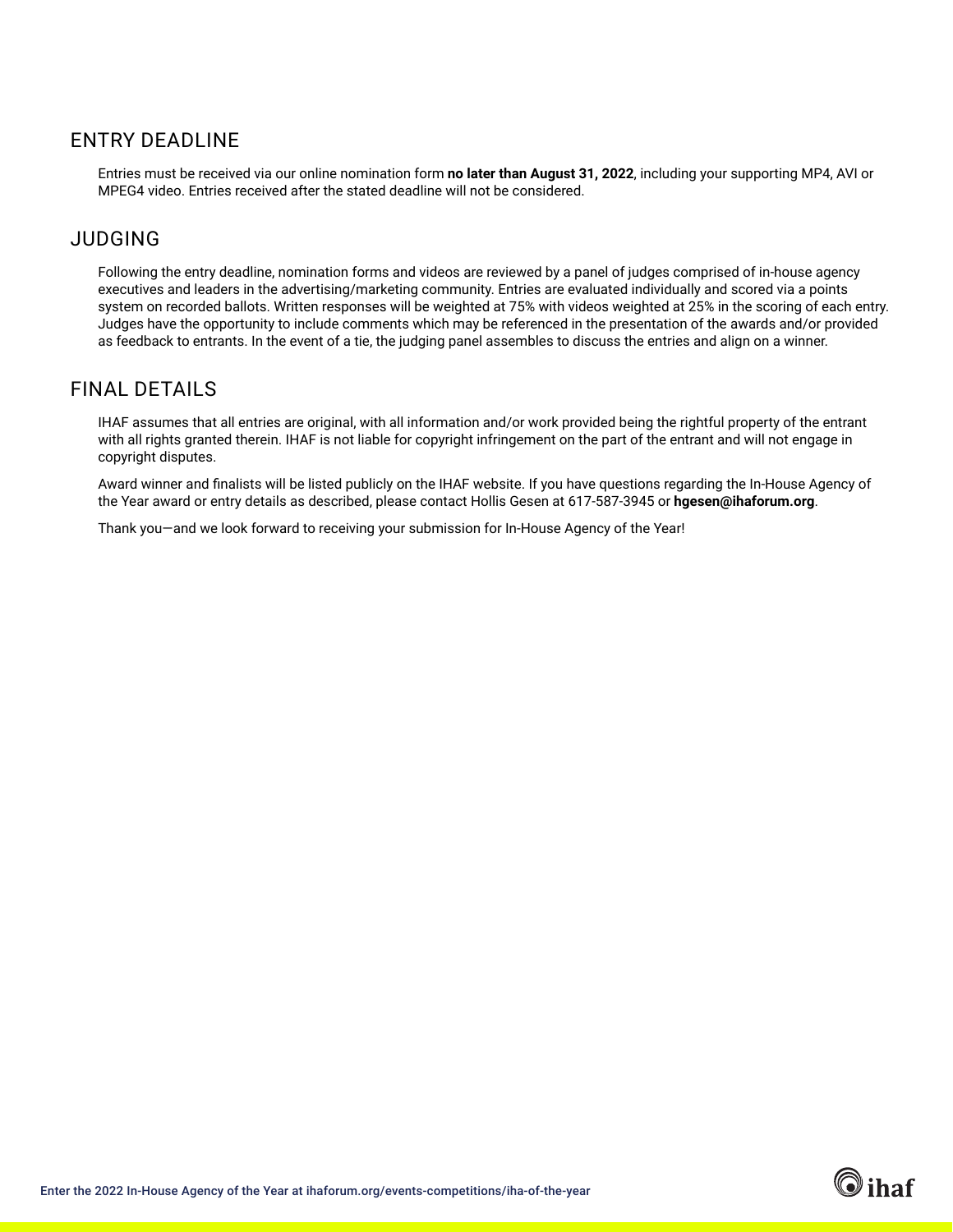## ENTRY DEADLINE

Entries must be received via our online nomination form **no later than August 31, 2022**, including your supporting MP4, AVI or MPEG4 video. Entries received after the stated deadline will not be considered.

## JUDGING

Following the entry deadline, nomination forms and videos are reviewed by a panel of judges comprised of in-house agency executives and leaders in the advertising/marketing community. Entries are evaluated individually and scored via a points system on recorded ballots. Written responses will be weighted at 75% with videos weighted at 25% in the scoring of each entry. Judges have the opportunity to include comments which may be referenced in the presentation of the awards and/or provided as feedback to entrants. In the event of a tie, the judging panel assembles to discuss the entries and align on a winner.

## FINAL DETAILS

IHAF assumes that all entries are original, with all information and/or work provided being the rightful property of the entrant with all rights granted therein. IHAF is not liable for copyright infringement on the part of the entrant and will not engage in copyright disputes.

Award winner and finalists will be listed publicly on the IHAF website. If you have questions regarding the In-House Agency of the Year award or entry details as described, please contact Hollis Gesen at 617-587-3945 or **hgesen@ihaforum.org**.

Thank you—and we look forward to receiving your submission for In-House Agency of the Year!

Enter the 2022 In-House Agency of the Year at ihaforum.org/events-competitions/iha-of-the-year